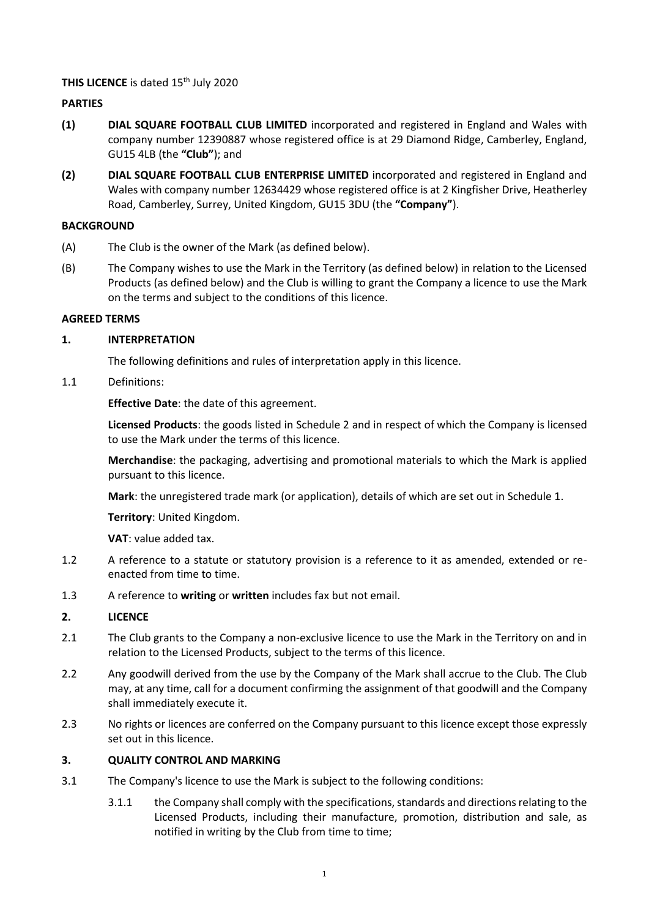**THIS LICENCE** is dated 15th July 2020

**PARTIES**

**(1)** **DIAL SQUARE FOOTBALL CLUB LIMITED** incorporated and registered in England and Wales with company number 12390887 whose registered office is at 29 Diamond Ridge, Camberley, England, GU15 4LB (the **"Club"**); and

**(2)** **DIAL SQUARE FOOTBALL CLUB ENTERPRISE LIMITED** incorporated and registered in England and Wales with company number 12634429 whose registered office is at 2 Kingfisher Drive, Heatherley Road, Camberley, Surrey, United Kingdom, GU15 3DU (the **"Company"**).

**BACKGROUND**

(A) The Club is the owner of the Mark (as defined below).

(B) The Company wishes to use the Mark in the Territory (as defined below) in relation to the Licensed Products (as defined below) and the Club is willing to grant the Company a licence to use the Mark on the terms and subject to the conditions of this licence.

**AGREED TERMS**

**1. INTERPRETATION**

The following definitions and rules of interpretation apply in this licence.

1.1 Definitions:

**Effective Date**: the date of this agreement.

**Licensed Products**: the goods listed in Schedule 2 and in respect of which the Company is licensed to use the Mark under the terms of this licence.

**Merchandise**: the packaging, advertising and promotional materials to which the Mark is applied pursuant to this licence.

**Mark**: the unregistered trade mark (or application), details of which are set out in Schedule 1.

**Territory**: United Kingdom.

**VAT**: value added tax.

1.2 A reference to a statute or statutory provision is a reference to it as amended, extended or re-enacted from time to time.

1.3 A reference to **writing** or **written** includes fax but not email.

**2. LICENCE**

2.1 The Club grants to the Company a non-exclusive licence to use the Mark in the Territory on and in relation to the Licensed Products, subject to the terms of this licence.

2.2 Any goodwill derived from the use by the Company of the Mark shall accrue to the Club. The Club may, at any time, call for a document confirming the assignment of that goodwill and the Company shall immediately execute it.

2.3 No rights or licences are conferred on the Company pursuant to this licence except those expressly set out in this licence.

**3. QUALITY CONTROL AND MARKING**

3.1 The Company's licence to use the Mark is subject to the following conditions:

3.1.1 the Company shall comply with the specifications, standards and directions relating to the Licensed Products, including their manufacture, promotion, distribution and sale, as notified in writing by the Club from time to time;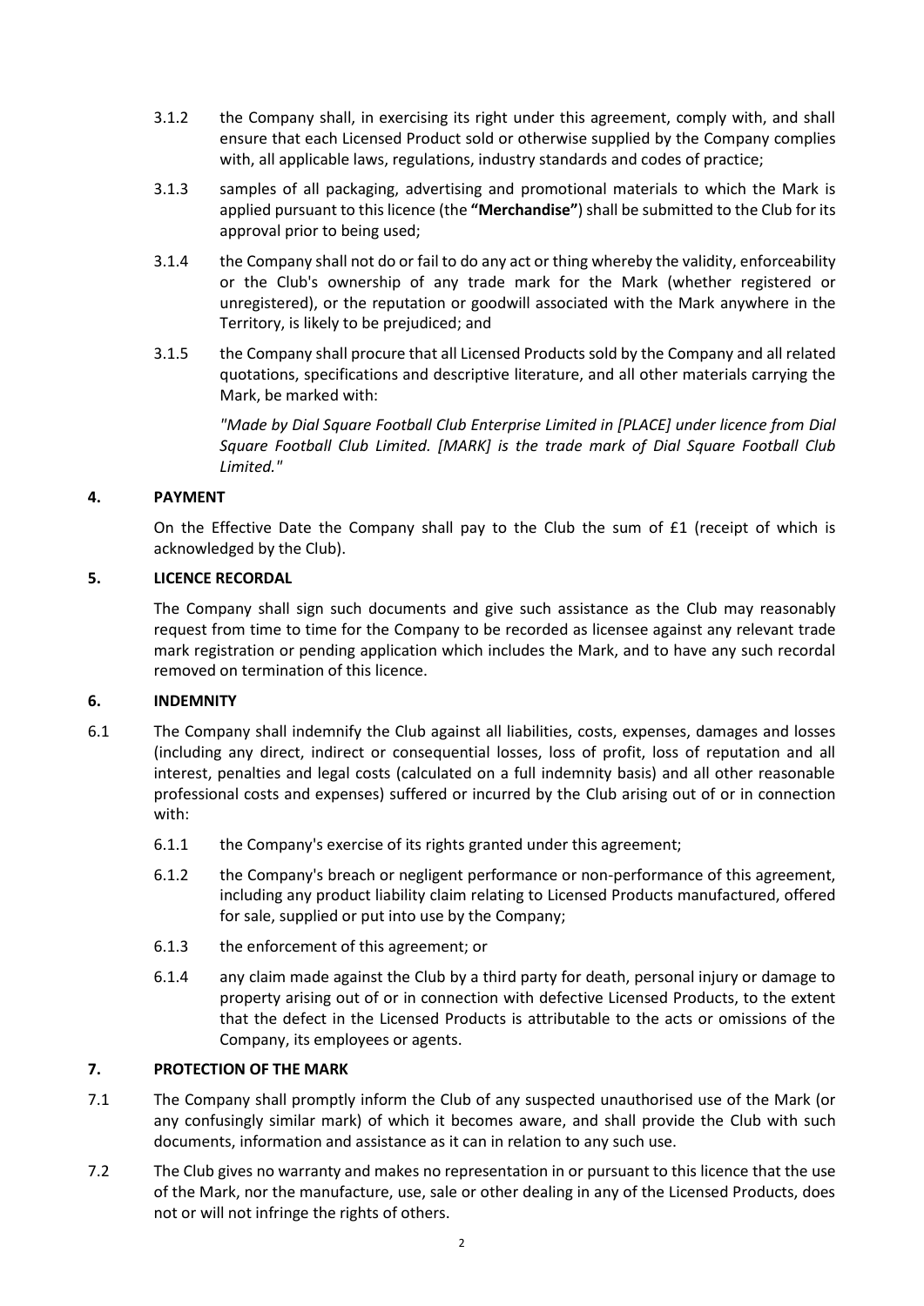3.1.2 the Company shall, in exercising its right under this agreement, comply with, and shall ensure that each Licensed Product sold or otherwise supplied by the Company complies with, all applicable laws, regulations, industry standards and codes of practice;

3.1.3 samples of all packaging, advertising and promotional materials to which the Mark is applied pursuant to this licence (the **"Merchandise"**) shall be submitted to the Club for its approval prior to being used;

3.1.4 the Company shall not do or fail to do any act or thing whereby the validity, enforceability or the Club's ownership of any trade mark for the Mark (whether registered or unregistered), or the reputation or goodwill associated with the Mark anywhere in the Territory, is likely to be prejudiced; and

3.1.5 the Company shall procure that all Licensed Products sold by the Company and all related quotations, specifications and descriptive literature, and all other materials carrying the Mark, be marked with:

*"Made by Dial Square Football Club Enterprise Limited in [PLACE] under licence from Dial Square Football Club Limited. [MARK] is the trade mark of Dial Square Football Club Limited."*

## 4. PAYMENT

On the Effective Date the Company shall pay to the Club the sum of £1 (receipt of which is acknowledged by the Club).

## 5. LICENCE RECORDAL

The Company shall sign such documents and give such assistance as the Club may reasonably request from time to time for the Company to be recorded as licensee against any relevant trade mark registration or pending application which includes the Mark, and to have any such recordal removed on termination of this licence.

## 6. INDEMNITY

6.1 The Company shall indemnify the Club against all liabilities, costs, expenses, damages and losses (including any direct, indirect or consequential losses, loss of profit, loss of reputation and all interest, penalties and legal costs (calculated on a full indemnity basis) and all other reasonable professional costs and expenses) suffered or incurred by the Club arising out of or in connection with:

6.1.1 the Company's exercise of its rights granted under this agreement;

6.1.2 the Company's breach or negligent performance or non-performance of this agreement, including any product liability claim relating to Licensed Products manufactured, offered for sale, supplied or put into use by the Company;

6.1.3 the enforcement of this agreement; or

6.1.4 any claim made against the Club by a third party for death, personal injury or damage to property arising out of or in connection with defective Licensed Products, to the extent that the defect in the Licensed Products is attributable to the acts or omissions of the Company, its employees or agents.

## 7. PROTECTION OF THE MARK

7.1 The Company shall promptly inform the Club of any suspected unauthorised use of the Mark (or any confusingly similar mark) of which it becomes aware, and shall provide the Club with such documents, information and assistance as it can in relation to any such use.

7.2 The Club gives no warranty and makes no representation in or pursuant to this licence that the use of the Mark, nor the manufacture, use, sale or other dealing in any of the Licensed Products, does not or will not infringe the rights of others.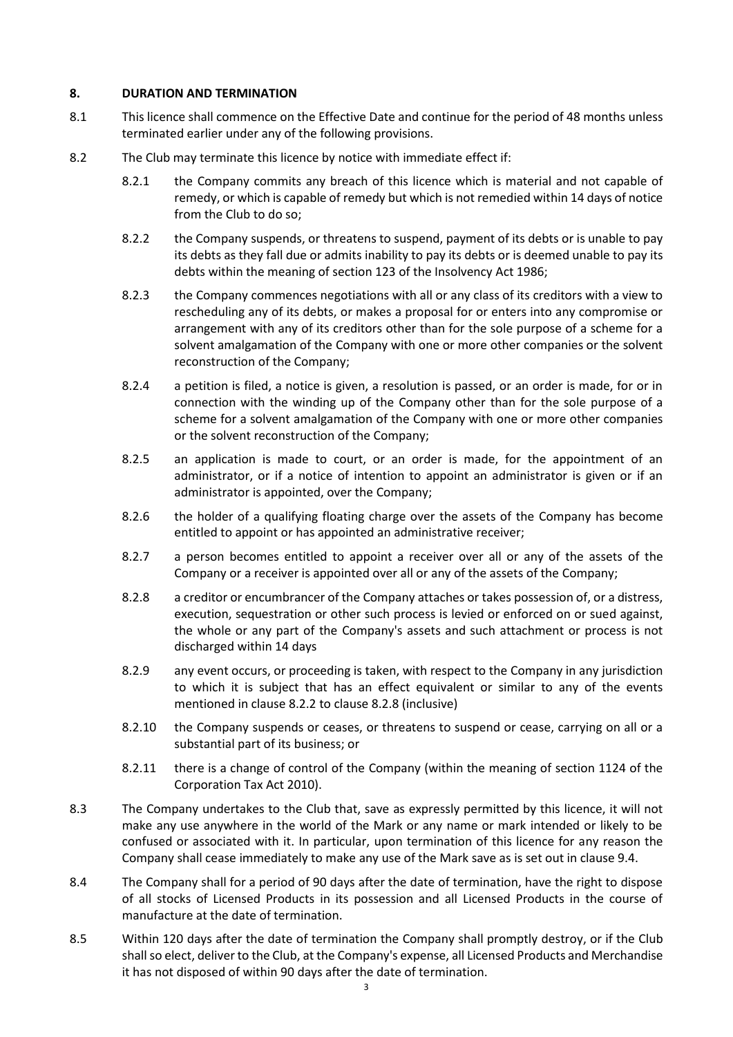## 8. DURATION AND TERMINATION

8.1 This licence shall commence on the Effective Date and continue for the period of 48 months unless terminated earlier under any of the following provisions.

8.2 The Club may terminate this licence by notice with immediate effect if:

8.2.1 the Company commits any breach of this licence which is material and not capable of remedy, or which is capable of remedy but which is not remedied within 14 days of notice from the Club to do so;

8.2.2 the Company suspends, or threatens to suspend, payment of its debts or is unable to pay its debts as they fall due or admits inability to pay its debts or is deemed unable to pay its debts within the meaning of section 123 of the Insolvency Act 1986;

8.2.3 the Company commences negotiations with all or any class of its creditors with a view to rescheduling any of its debts, or makes a proposal for or enters into any compromise or arrangement with any of its creditors other than for the sole purpose of a scheme for a solvent amalgamation of the Company with one or more other companies or the solvent reconstruction of the Company;

8.2.4 a petition is filed, a notice is given, a resolution is passed, or an order is made, for or in connection with the winding up of the Company other than for the sole purpose of a scheme for a solvent amalgamation of the Company with one or more other companies or the solvent reconstruction of the Company;

8.2.5 an application is made to court, or an order is made, for the appointment of an administrator, or if a notice of intention to appoint an administrator is given or if an administrator is appointed, over the Company;

8.2.6 the holder of a qualifying floating charge over the assets of the Company has become entitled to appoint or has appointed an administrative receiver;

8.2.7 a person becomes entitled to appoint a receiver over all or any of the assets of the Company or a receiver is appointed over all or any of the assets of the Company;

8.2.8 a creditor or encumbrancer of the Company attaches or takes possession of, or a distress, execution, sequestration or other such process is levied or enforced on or sued against, the whole or any part of the Company's assets and such attachment or process is not discharged within 14 days

8.2.9 any event occurs, or proceeding is taken, with respect to the Company in any jurisdiction to which it is subject that has an effect equivalent or similar to any of the events mentioned in clause 8.2.2 to clause 8.2.8 (inclusive)

8.2.10 the Company suspends or ceases, or threatens to suspend or cease, carrying on all or a substantial part of its business; or

8.2.11 there is a change of control of the Company (within the meaning of section 1124 of the Corporation Tax Act 2010).

8.3 The Company undertakes to the Club that, save as expressly permitted by this licence, it will not make any use anywhere in the world of the Mark or any name or mark intended or likely to be confused or associated with it. In particular, upon termination of this licence for any reason the Company shall cease immediately to make any use of the Mark save as is set out in clause 9.4.

8.4 The Company shall for a period of 90 days after the date of termination, have the right to dispose of all stocks of Licensed Products in its possession and all Licensed Products in the course of manufacture at the date of termination.

8.5 Within 120 days after the date of termination the Company shall promptly destroy, or if the Club shall so elect, deliver to the Club, at the Company's expense, all Licensed Products and Merchandise it has not disposed of within 90 days after the date of termination.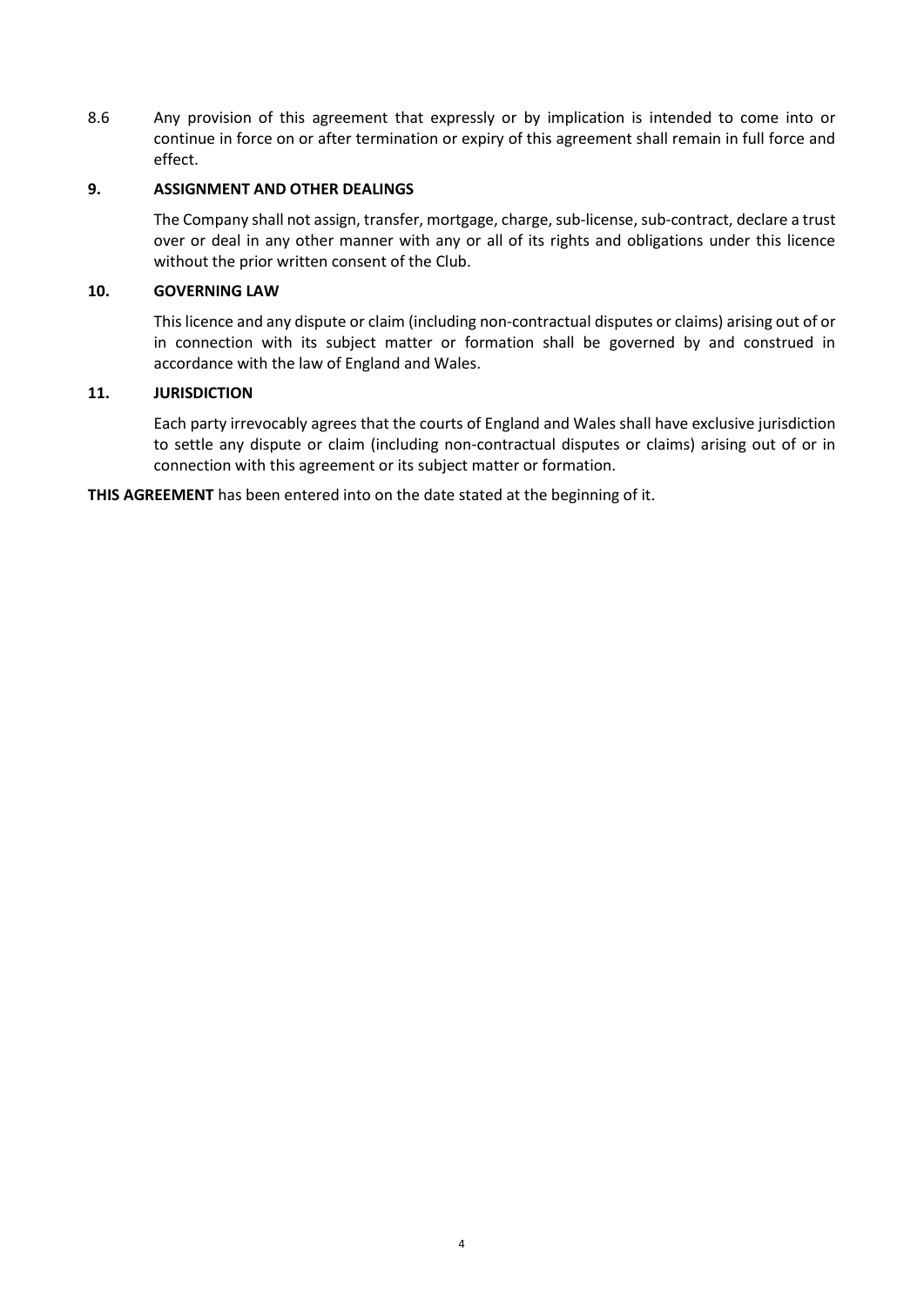8.6 Any provision of this agreement that expressly or by implication is intended to come into or continue in force on or after termination or expiry of this agreement shall remain in full force and effect.

## 9. ASSIGNMENT AND OTHER DEALINGS

The Company shall not assign, transfer, mortgage, charge, sub-license, sub-contract, declare a trust over or deal in any other manner with any or all of its rights and obligations under this licence without the prior written consent of the Club.

## 10. GOVERNING LAW

This licence and any dispute or claim (including non-contractual disputes or claims) arising out of or in connection with its subject matter or formation shall be governed by and construed in accordance with the law of England and Wales.

## 11. JURISDICTION

Each party irrevocably agrees that the courts of England and Wales shall have exclusive jurisdiction to settle any dispute or claim (including non-contractual disputes or claims) arising out of or in connection with this agreement or its subject matter or formation.

**THIS AGREEMENT** has been entered into on the date stated at the beginning of it.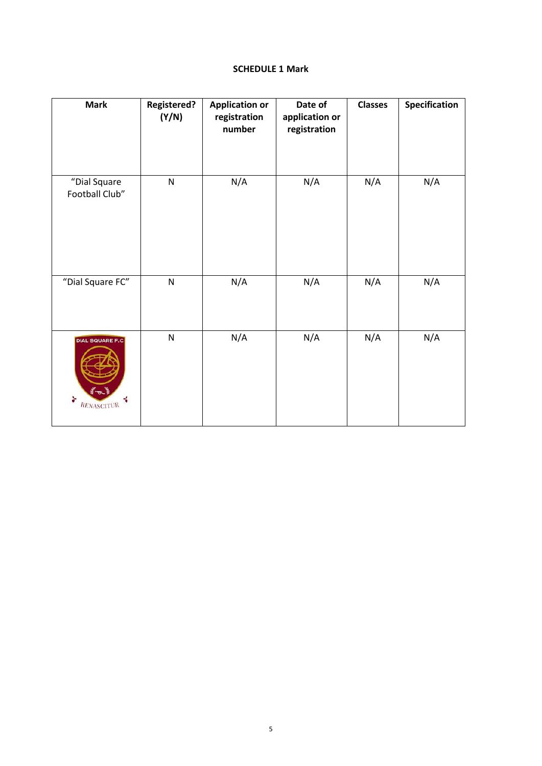**SCHEDULE 1 Mark**

| Mark | Registered? (Y/N) | Application or registration number | Date of application or registration | Classes | Specification |
|---|---|---|---|---|---|
| "Dial Square Football Club" | N | N/A | N/A | N/A | N/A |
| "Dial Square FC" | N | N/A | N/A | N/A | N/A |
| DIAL SQUARE F.C RENASCITUR | N | N/A | N/A | N/A | N/A |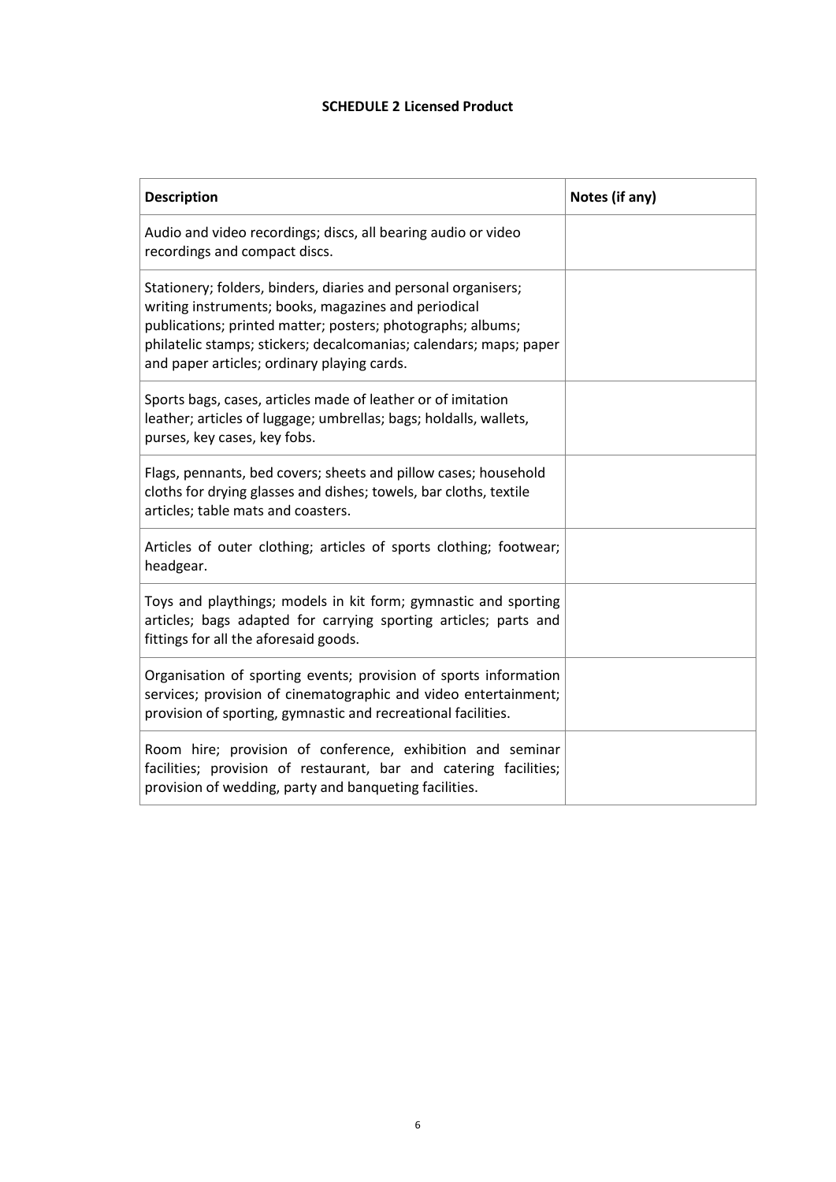**SCHEDULE 2 Licensed Product**

| Description | Notes (if any) |
|---|---|
| Audio and video recordings; discs, all bearing audio or video recordings and compact discs. | |
| Stationery; folders, binders, diaries and personal organisers; writing instruments; books, magazines and periodical publications; printed matter; posters; photographs; albums; philatelic stamps; stickers; decalcomanias; calendars; maps; paper and paper articles; ordinary playing cards. | |
| Sports bags, cases, articles made of leather or of imitation leather; articles of luggage; umbrellas; bags; holdalls, wallets, purses, key cases, key fobs. | |
| Flags, pennants, bed covers; sheets and pillow cases; household cloths for drying glasses and dishes; towels, bar cloths, textile articles; table mats and coasters. | |
| Articles of outer clothing; articles of sports clothing; footwear; headgear. | |
| Toys and playthings; models in kit form; gymnastic and sporting articles; bags adapted for carrying sporting articles; parts and fittings for all the aforesaid goods. | |
| Organisation of sporting events; provision of sports information services; provision of cinematographic and video entertainment; provision of sporting, gymnastic and recreational facilities. | |
| Room hire; provision of conference, exhibition and seminar facilities; provision of restaurant, bar and catering facilities; provision of wedding, party and banqueting facilities. | |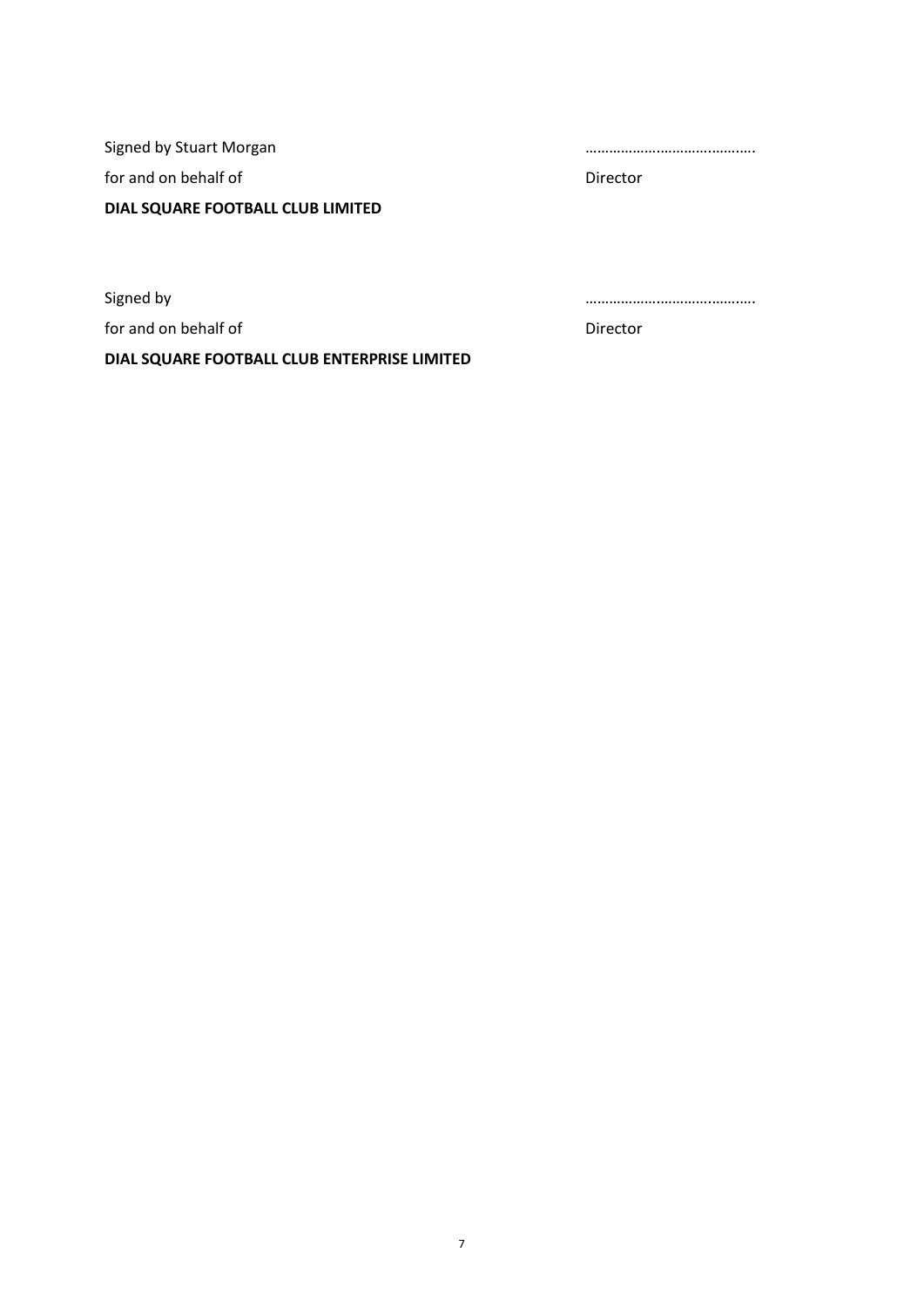Signed by Stuart Morgan ……………………………………..

for and on behalf of Director

**DIAL SQUARE FOOTBALL CLUB LIMITED**

Signed by ……………………………………..

for and on behalf of Director

**DIAL SQUARE FOOTBALL CLUB ENTERPRISE LIMITED**